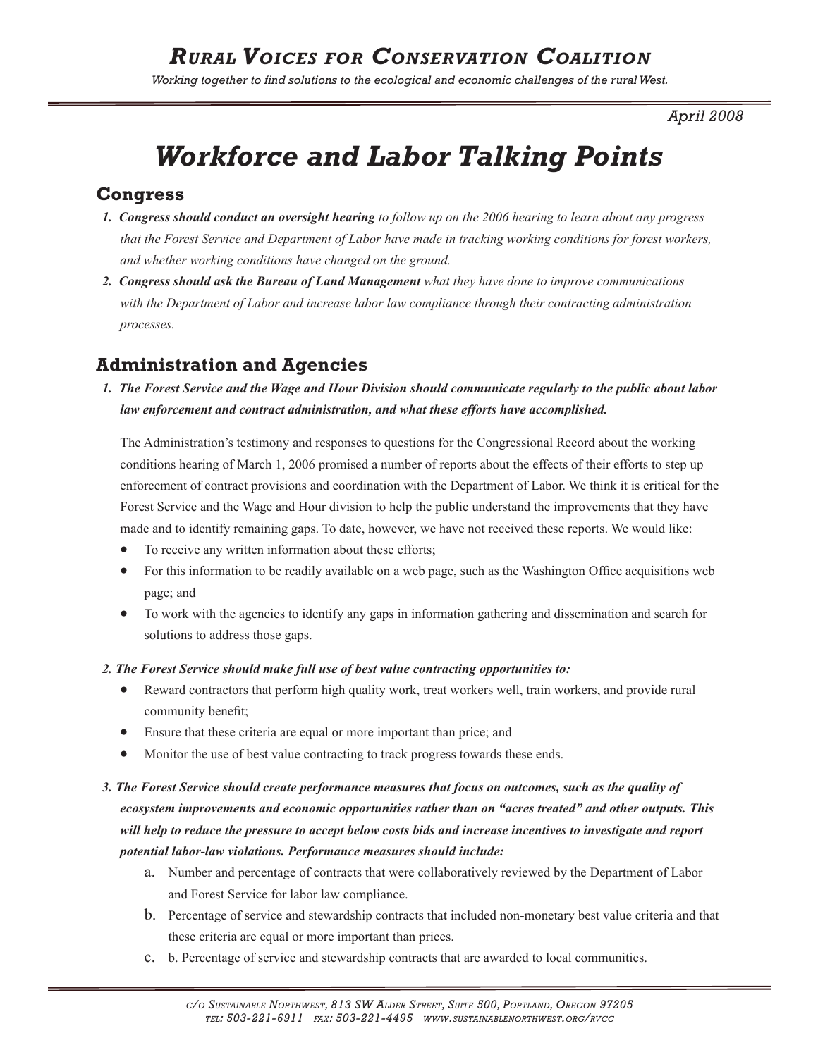# *Rural Voices for Conservation Coalition*

*Working together to find solutions to the ecological and economic challenges of the rural West.*

*April 2008*

# *Workforce and Labor Talking Points*

## Congress

1. ***Congress should conduct an oversight hearing*** *to follow up on the 2006 hearing to learn about any progress that the Forest Service and Department of Labor have made in tracking working conditions for forest workers, and whether working conditions have changed on the ground.*
2. ***Congress should ask the Bureau of Land Management*** *what they have done to improve communications with the Department of Labor and increase labor law compliance through their contracting administration processes.*

## Administration and Agencies

1. ***The Forest Service and the Wage and Hour Division should communicate regularly to the public about labor law enforcement and contract administration, and what these efforts have accomplished.***

   The Administration's testimony and responses to questions for the Congressional Record about the working conditions hearing of March 1, 2006 promised a number of reports about the effects of their efforts to step up enforcement of contract provisions and coordination with the Department of Labor. We think it is critical for the Forest Service and the Wage and Hour division to help the public understand the improvements that they have made and to identify remaining gaps. To date, however, we have not received these reports. We would like:

   - To receive any written information about these efforts;
   - For this information to be readily available on a web page, such as the Washington Office acquisitions web page; and
   - To work with the agencies to identify any gaps in information gathering and dissemination and search for solutions to address those gaps.

2. ***The Forest Service should make full use of best value contracting opportunities to:***
   - Reward contractors that perform high quality work, treat workers well, train workers, and provide rural community benefit;
   - Ensure that these criteria are equal or more important than price; and
   - Monitor the use of best value contracting to track progress towards these ends.

3. ***The Forest Service should create performance measures that focus on outcomes, such as the quality of ecosystem improvements and economic opportunities rather than on "acres treated" and other outputs. This will help to reduce the pressure to accept below costs bids and increase incentives to investigate and report potential labor-law violations. Performance measures should include:***
   a. Number and percentage of contracts that were collaboratively reviewed by the Department of Labor and Forest Service for labor law compliance.
   b. Percentage of service and stewardship contracts that included non-monetary best value criteria and that these criteria are equal or more important than prices.
   c. b. Percentage of service and stewardship contracts that are awarded to local communities.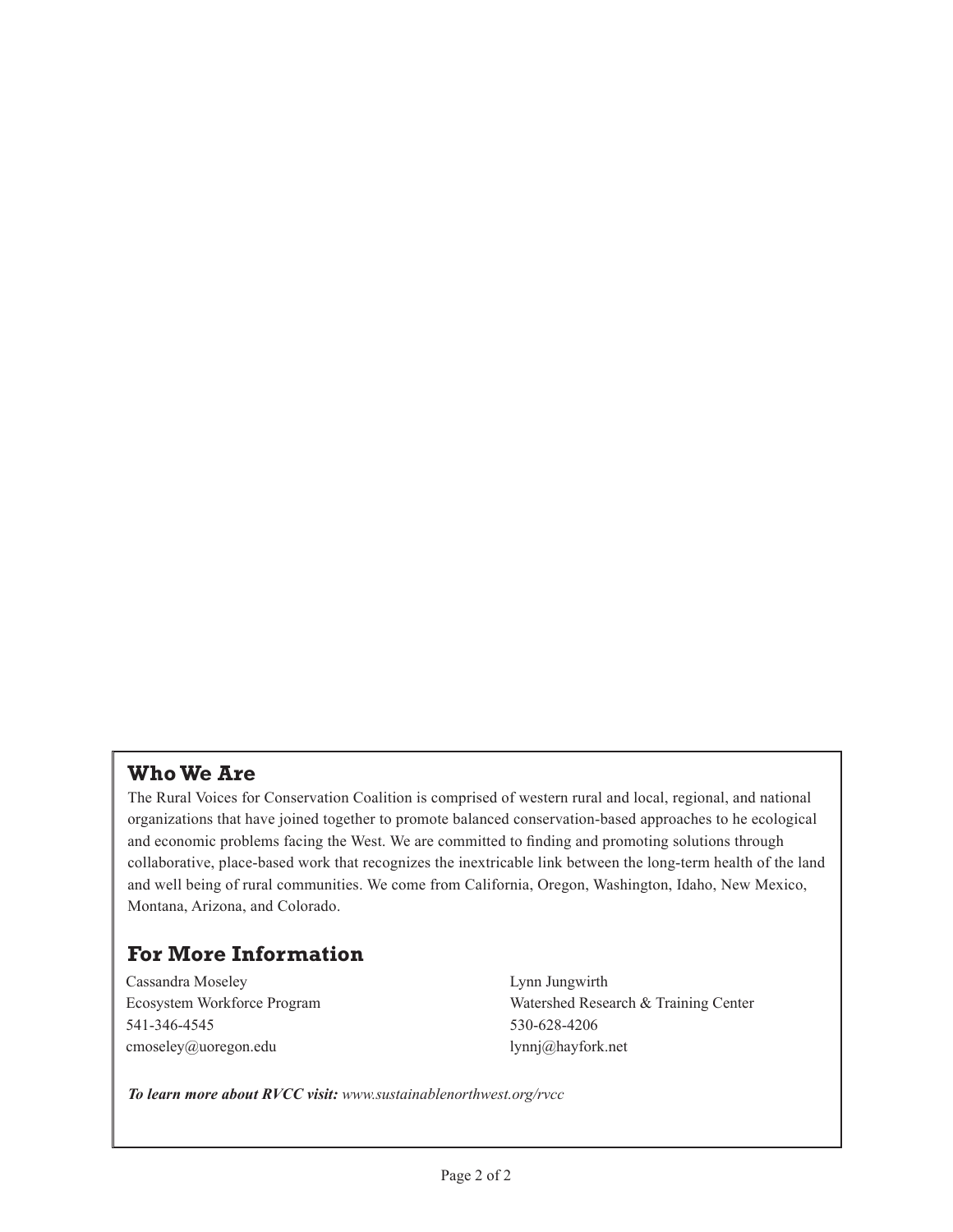## Who We Are

The Rural Voices for Conservation Coalition is comprised of western rural and local, regional, and national organizations that have joined together to promote balanced conservation-based approaches to he ecological and economic problems facing the West. We are committed to finding and promoting solutions through collaborative, place-based work that recognizes the inextricable link between the long-term health of the land and well being of rural communities. We come from California, Oregon, Washington, Idaho, New Mexico, Montana, Arizona, and Colorado.

## For More Information

Cassandra Moseley
Ecosystem Workforce Program
541-346-4545
cmoseley@uoregon.edu

Lynn Jungwirth
Watershed Research & Training Center
530-628-4206
lynnj@hayfork.net

***To learn more about RVCC visit:*** *www.sustainablenorthwest.org/rvcc*